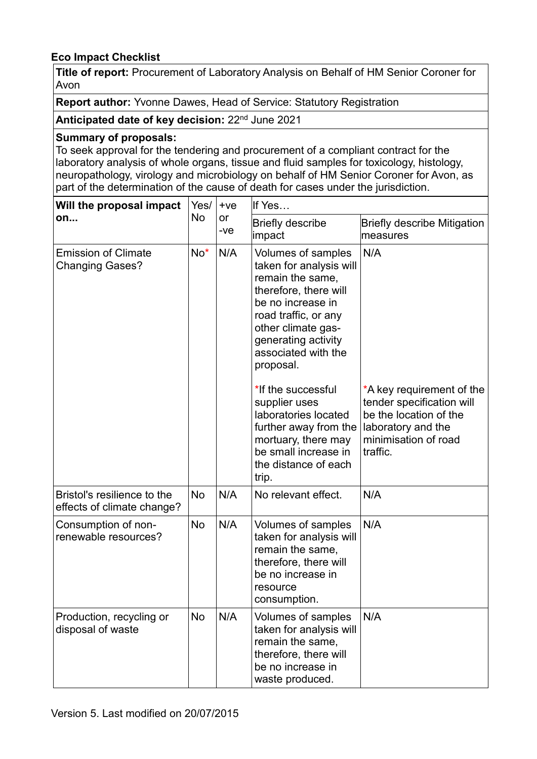**Eco Impact Checklist**

| **Title of report:** Procurement of Laboratory Analysis on Behalf of HM Senior Coroner for Avon | | | | |
|---|---|---|---|---|
| **Report author:** Yvonne Dawes, Head of Service: Statutory Registration | | | | |
| **Anticipated date of key decision:** 22nd June 2021 | | | | |
| **Summary of proposals:** To seek approval for the tendering and procurement of a compliant contract for the laboratory analysis of whole organs, tissue and fluid samples for toxicology, histology, neuropathology, virology and microbiology on behalf of HM Senior Coroner for Avon, as part of the determination of the cause of death for cases under the jurisdiction. | | | | |
| **Will the proposal impact on...** | Yes/ No | +ve or -ve | If Yes… | |
| | | | Briefly describe impact | Briefly describe Mitigation measures |
| Emission of Climate Changing Gases? | No* | N/A | Volumes of samples taken for analysis will remain the same, therefore, there will be no increase in road traffic, or any other climate gas-generating activity associated with the proposal.<br><br>*If the successful supplier uses laboratories located further away from the mortuary, there may be small increase in the distance of each trip. | N/A<br><br>*A key requirement of the tender specification will be the location of the laboratory and the minimisation of road traffic. |
| Bristol's resilience to the effects of climate change? | No | N/A | No relevant effect. | N/A |
| Consumption of non-renewable resources? | No | N/A | Volumes of samples taken for analysis will remain the same, therefore, there will be no increase in resource consumption. | N/A |
| Production, recycling or disposal of waste | No | N/A | Volumes of samples taken for analysis will remain the same, therefore, there will be no increase in waste produced. | N/A |

Version 5. Last modified on 20/07/2015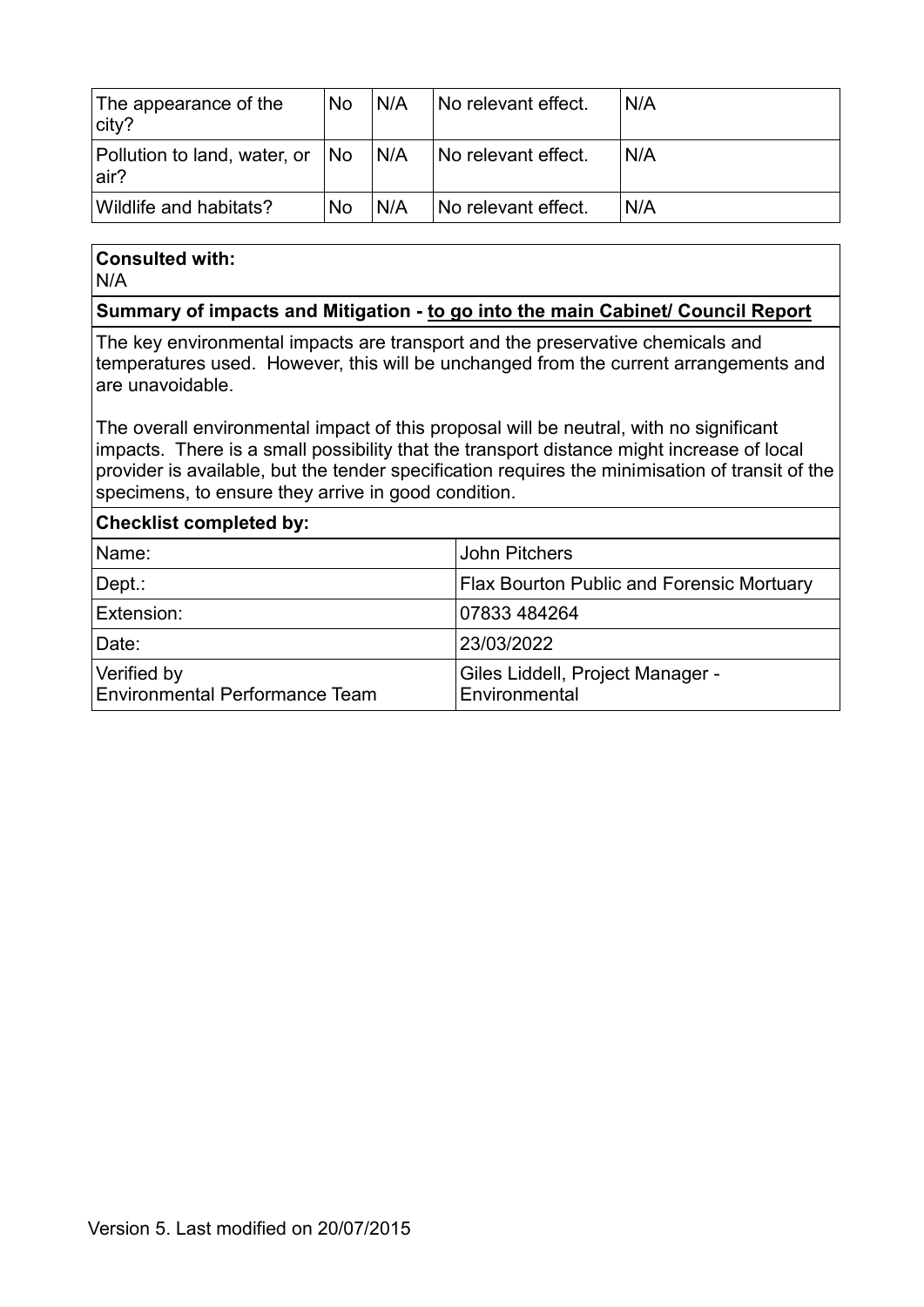| | | | | |
|---|---|---|---|---|
| The appearance of the city? | No | N/A | No relevant effect. | N/A |
| Pollution to land, water, or air? | No | N/A | No relevant effect. | N/A |
| Wildlife and habitats? | No | N/A | No relevant effect. | N/A |

**Consulted with:**
N/A

**Summary of impacts and Mitigation - to go into the main Cabinet/ Council Report**

The key environmental impacts are transport and the preservative chemicals and temperatures used. However, this will be unchanged from the current arrangements and are unavoidable.

The overall environmental impact of this proposal will be neutral, with no significant impacts. There is a small possibility that the transport distance might increase of local provider is available, but the tender specification requires the minimisation of transit of the specimens, to ensure they arrive in good condition.

**Checklist completed by:**

| | |
|---|---|
| Name: | John Pitchers |
| Dept.: | Flax Bourton Public and Forensic Mortuary |
| Extension: | 07833 484264 |
| Date: | 23/03/2022 |
| Verified by Environmental Performance Team | Giles Liddell, Project Manager - Environmental |

Version 5. Last modified on 20/07/2015